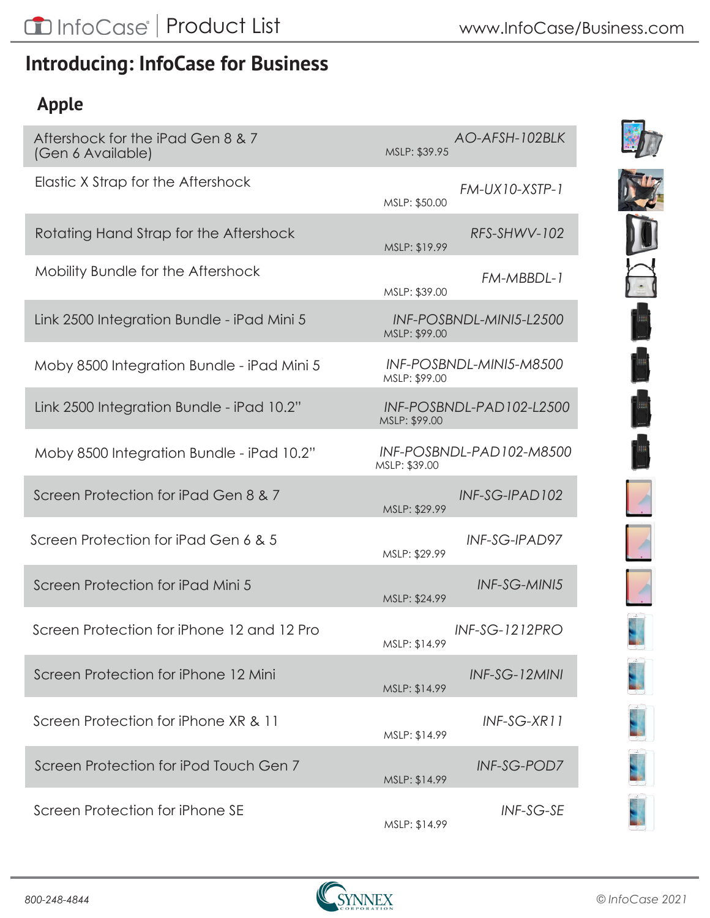# Introducing: InfoCase for Business

## Apple

| Product | SKU | MSLP |
|---|---|---|
| Aftershock for the iPad Gen 8 & 7 (Gen 6 Available) | AO-AFSH-102BLK | MSLP: $39.95 |
| Elastic X Strap for the Aftershock | FM-UX10-XSTP-1 | MSLP: $50.00 |
| Rotating Hand Strap for the Aftershock | RFS-SHWV-102 | MSLP: $19.99 |
| Mobility Bundle for the Aftershock | FM-MBBDL-1 | MSLP: $39.00 |
| Link 2500 Integration Bundle - iPad Mini 5 | INF-POSBNDL-MINI5-L2500 | MSLP: $99.00 |
| Moby 8500 Integration Bundle - iPad Mini 5 | INF-POSBNDL-MINI5-M8500 | MSLP: $99.00 |
| Link 2500 Integration Bundle - iPad 10.2" | INF-POSBNDL-PAD102-L2500 | MSLP: $99.00 |
| Moby 8500 Integration Bundle - iPad 10.2" | INF-POSBNDL-PAD102-M8500 | MSLP: $39.00 |
| Screen Protection for iPad Gen 8 & 7 | INF-SG-IPAD102 | MSLP: $29.99 |
| Screen Protection for iPad Gen 6 & 5 | INF-SG-IPAD97 | MSLP: $29.99 |
| Screen Protection for iPad Mini 5 | INF-SG-MINI5 | MSLP: $24.99 |
| Screen Protection for iPhone 12 and 12 Pro | INF-SG-1212PRO | MSLP: $14.99 |
| Screen Protection for iPhone 12 Mini | INF-SG-12MINI | MSLP: $14.99 |
| Screen Protection for iPhone XR & 11 | INF-SG-XR11 | MSLP: $14.99 |
| Screen Protection for iPod Touch Gen 7 | INF-SG-POD7 | MSLP: $14.99 |
| Screen Protection for iPhone SE | INF-SG-SE | MSLP: $14.99 |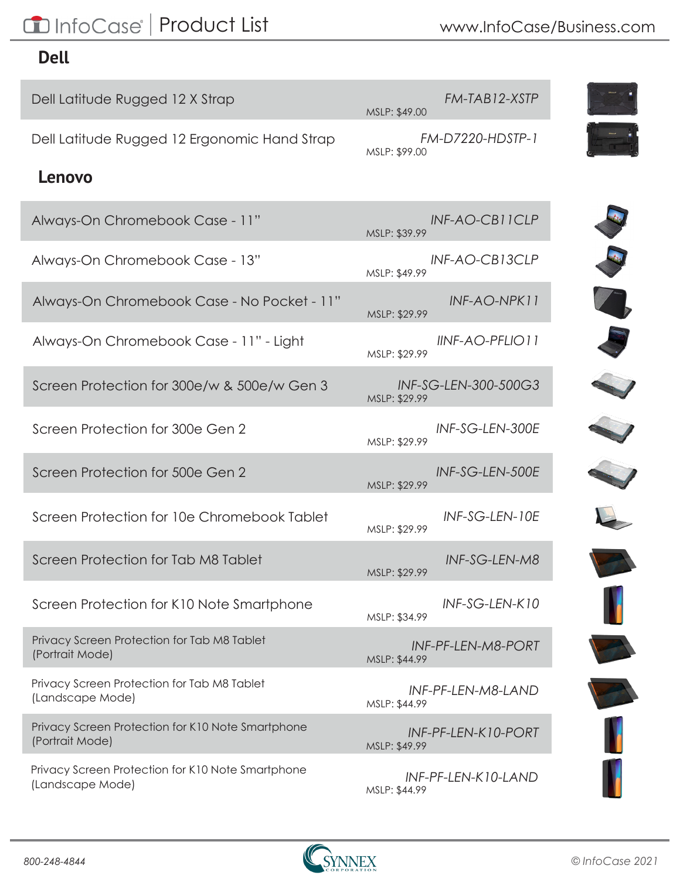# InfoCase | Product List

www.InfoCase/Business.com

## Dell

| Product | MSLP | Part Number |
|---|---|---|
| Dell Latitude Rugged 12 X Strap | MSLP: $49.00 | FM-TAB12-XSTP |
| Dell Latitude Rugged 12 Ergonomic Hand Strap | MSLP: $99.00 | FM-D7220-HDSTP-1 |

## Lenovo

| Product | MSLP | Part Number |
|---|---|---|
| Always-On Chromebook Case - 11" | MSLP: $39.99 | INF-AO-CB11CLP |
| Always-On Chromebook Case - 13" | MSLP: $49.99 | INF-AO-CB13CLP |
| Always-On Chromebook Case - No Pocket - 11" | MSLP: $29.99 | INF-AO-NPK11 |
| Always-On Chromebook Case - 11" - Light | MSLP: $29.99 | IINF-AO-PFLIO11 |
| Screen Protection for 300e/w & 500e/w Gen 3 | MSLP: $29.99 | INF-SG-LEN-300-500G3 |
| Screen Protection for 300e Gen 2 | MSLP: $29.99 | INF-SG-LEN-300E |
| Screen Protection for 500e Gen 2 | MSLP: $29.99 | INF-SG-LEN-500E |
| Screen Protection for 10e Chromebook Tablet | MSLP: $29.99 | INF-SG-LEN-10E |
| Screen Protection for Tab M8 Tablet | MSLP: $29.99 | INF-SG-LEN-M8 |
| Screen Protection for K10 Note Smartphone | MSLP: $34.99 | INF-SG-LEN-K10 |
| Privacy Screen Protection for Tab M8 Tablet (Portrait Mode) | MSLP: $44.99 | INF-PF-LEN-M8-PORT |
| Privacy Screen Protection for Tab M8 Tablet (Landscape Mode) | MSLP: $44.99 | INF-PF-LEN-M8-LAND |
| Privacy Screen Protection for K10 Note Smartphone (Portrait Mode) | MSLP: $49.99 | INF-PF-LEN-K10-PORT |
| Privacy Screen Protection for K10 Note Smartphone (Landscape Mode) | MSLP: $44.99 | INF-PF-LEN-K10-LAND |

800-248-4844

SYNNEX CORPORATION

© InfoCase 2021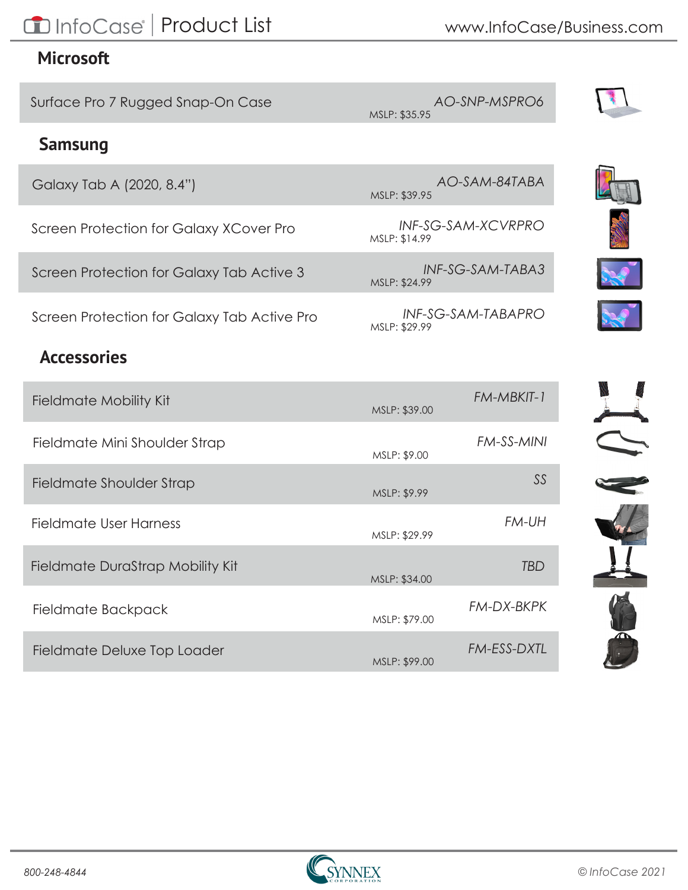## Microsoft

| | | |
|---|---|---|
| Surface Pro 7 Rugged Snap-On Case | MSLP: $35.95 | AO-SNP-MSPRO6 |

## Samsung

| | | |
|---|---|---|
| Galaxy Tab A (2020, 8.4") | MSLP: $39.95 | AO-SAM-84TABA |
| Screen Protection for Galaxy XCover Pro | MSLP: $14.99 | INF-SG-SAM-XCVRPRO |
| Screen Protection for Galaxy Tab Active 3 | MSLP: $24.99 | INF-SG-SAM-TABA3 |
| Screen Protection for Galaxy Tab Active Pro | MSLP: $29.99 | INF-SG-SAM-TABAPRO |

## Accessories

| | | |
|---|---|---|
| Fieldmate Mobility Kit | MSLP: $39.00 | FM-MBKIT-1 |
| Fieldmate Mini Shoulder Strap | MSLP: $9.00 | FM-SS-MINI |
| Fieldmate Shoulder Strap | MSLP: $9.99 | SS |
| Fieldmate User Harness | MSLP: $29.99 | FM-UH |
| Fieldmate DuraStrap Mobility Kit | MSLP: $34.00 | TBD |
| Fieldmate Backpack | MSLP: $79.00 | FM-DX-BKPK |
| Fieldmate Deluxe Top Loader | MSLP: $99.00 | FM-ESS-DXTL |